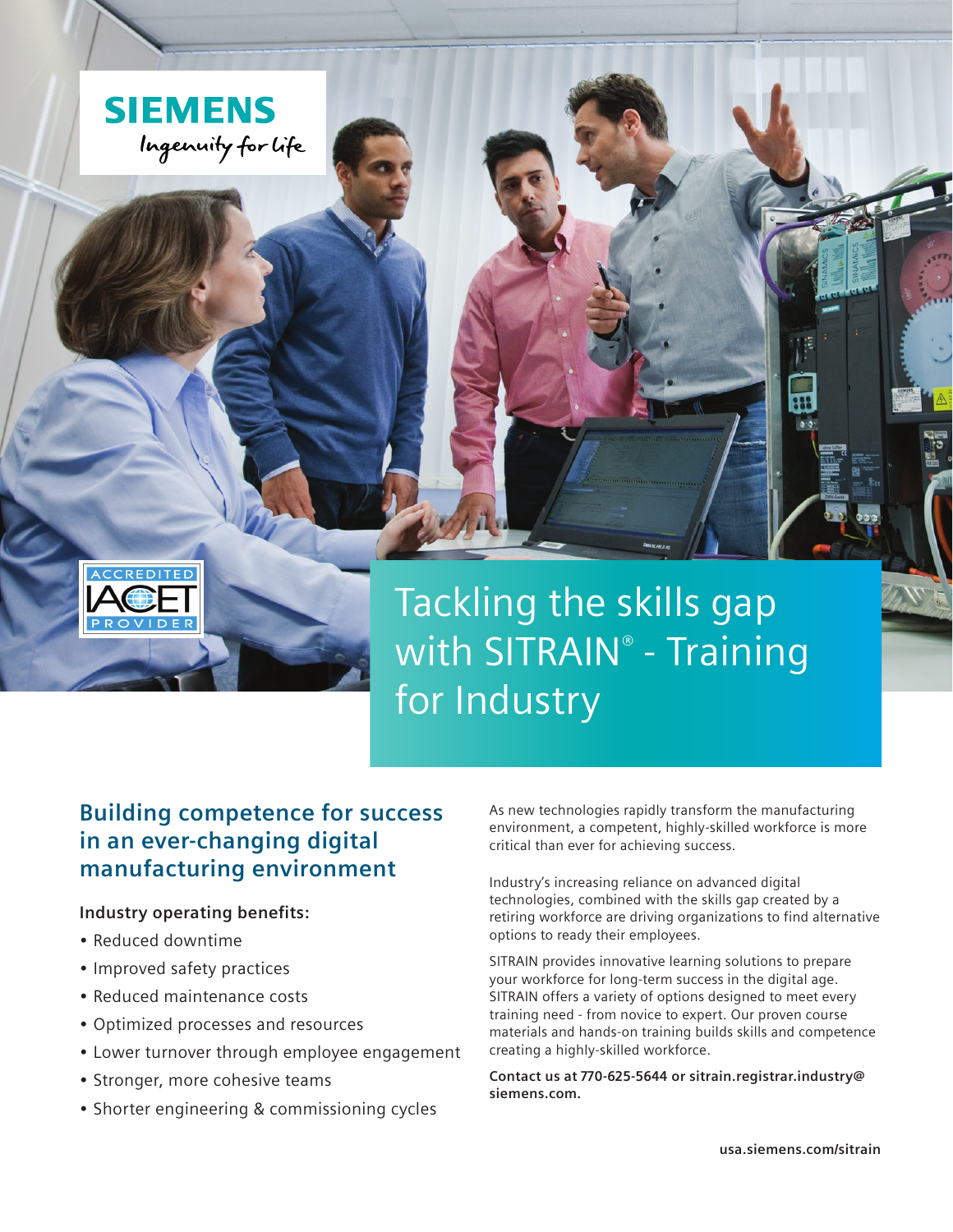SIEMENS

Ingenuity for life

ACCREDITED IACET PROVIDER

# Tackling the skills gap with SITRAIN® - Training for Industry

## Building competence for success in an ever-changing digital manufacturing environment

**Industry operating benefits:**

- Reduced downtime
- Improved safety practices
- Reduced maintenance costs
- Optimized processes and resources
- Lower turnover through employee engagement
- Stronger, more cohesive teams
- Shorter engineering & commissioning cycles

As new technologies rapidly transform the manufacturing environment, a competent, highly-skilled workforce is more critical than ever for achieving success.

Industry's increasing reliance on advanced digital technologies, combined with the skills gap created by a retiring workforce are driving organizations to find alternative options to ready their employees.

SITRAIN provides innovative learning solutions to prepare your workforce for long-term success in the digital age. SITRAIN offers a variety of options designed to meet every training need - from novice to expert. Our proven course materials and hands-on training builds skills and competence creating a highly-skilled workforce.

**Contact us at 770-625-5644 or sitrain.registrar.industry@siemens.com.**

usa.siemens.com/sitrain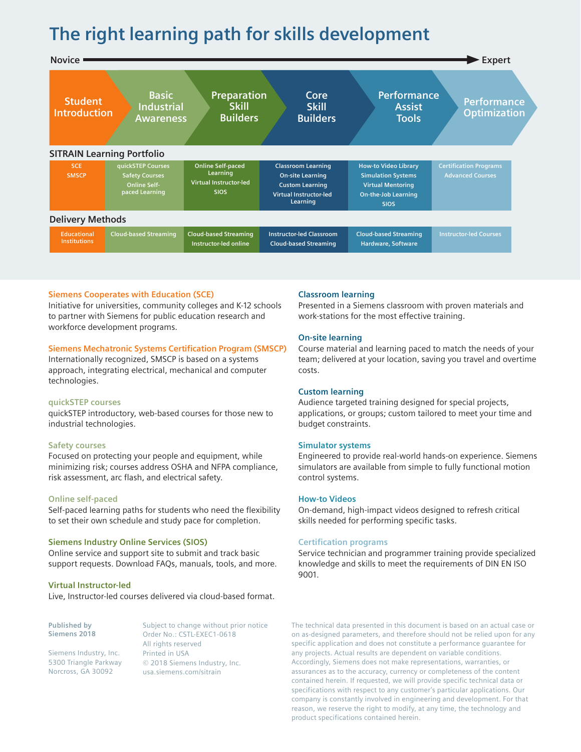# The right learning path for skills development

Novice → Expert

| Student Introduction | Basic Industrial Awareness | Preparation Skill Builders | Core Skill Builders | Performance Assist Tools | Performance Optimization |
|---|---|---|---|---|---|
| **SITRAIN Learning Portfolio** | | | | | |
| SCE<br>SMSCP | quickSTEP Courses<br>Safety Courses<br>Online Self-paced Learning | Online Self-paced Learning<br>Virtual Instructor-led<br>SIOS | Classroom Learning<br>On-site Learning<br>Custom Learning<br>Virtual Instructor-led Learning | How-to Video Library<br>Simulation Systems<br>Virtual Mentoring<br>On-the-Job Learning<br>SIOS | Certification Programs<br>Advanced Courses |
| **Delivery Methods** | | | | | |
| Educational Institutions | Cloud-based Streaming | Cloud-based Streaming<br>Instructor-led online | Instructor-led Classroom<br>Cloud-based Streaming | Cloud-based Streaming<br>Hardware, Software | Instructor-led Courses |

### Siemens Cooperates with Education (SCE)
Initiative for universities, community colleges and K-12 schools to partner with Siemens for public education research and workforce development programs.

### Siemens Mechatronic Systems Certification Program (SMSCP)
Internationally recognized, SMSCP is based on a systems approach, integrating electrical, mechanical and computer technologies.

### quickSTEP courses
quickSTEP introductory, web-based courses for those new to industrial technologies.

### Safety courses
Focused on protecting your people and equipment, while minimizing risk; courses address OSHA and NFPA compliance, risk assessment, arc flash, and electrical safety.

### Online self-paced
Self-paced learning paths for students who need the flexibility to set their own schedule and study pace for completion.

### Siemens Industry Online Services (SIOS)
Online service and support site to submit and track basic support requests. Download FAQs, manuals, tools, and more.

### Virtual Instructor-led
Live, Instructor-led courses delivered via cloud-based format.

### Classroom learning
Presented in a Siemens classroom with proven materials and work-stations for the most effective training.

### On-site learning
Course material and learning paced to match the needs of your team; delivered at your location, saving you travel and overtime costs.

### Custom learning
Audience targeted training designed for special projects, applications, or groups; custom tailored to meet your time and budget constraints.

### Simulator systems
Engineered to provide real-world hands-on experience. Siemens simulators are available from simple to fully functional motion control systems.

### How-to Videos
On-demand, high-impact videos designed to refresh critical skills needed for performing specific tasks.

### Certification programs
Service technician and programmer training provide specialized knowledge and skills to meet the requirements of DIN EN ISO 9001.

**Published by Siemens 2018**

Siemens Industry, Inc.
5300 Triangle Parkway
Norcross, GA 30092

Subject to change without prior notice
Order No.: CSTL-EXEC1-0618
All rights reserved
Printed in USA
© 2018 Siemens Industry, Inc.
usa.siemens.com/sitrain

The technical data presented in this document is based on an actual case or on as-designed parameters, and therefore should not be relied upon for any specific application and does not constitute a performance guarantee for any projects. Actual results are dependent on variable conditions. Accordingly, Siemens does not make representations, warranties, or assurances as to the accuracy, currency or completeness of the content contained herein. If requested, we will provide specific technical data or specifications with respect to any customer's particular applications. Our company is constantly involved in engineering and development. For that reason, we reserve the right to modify, at any time, the technology and product specifications contained herein.